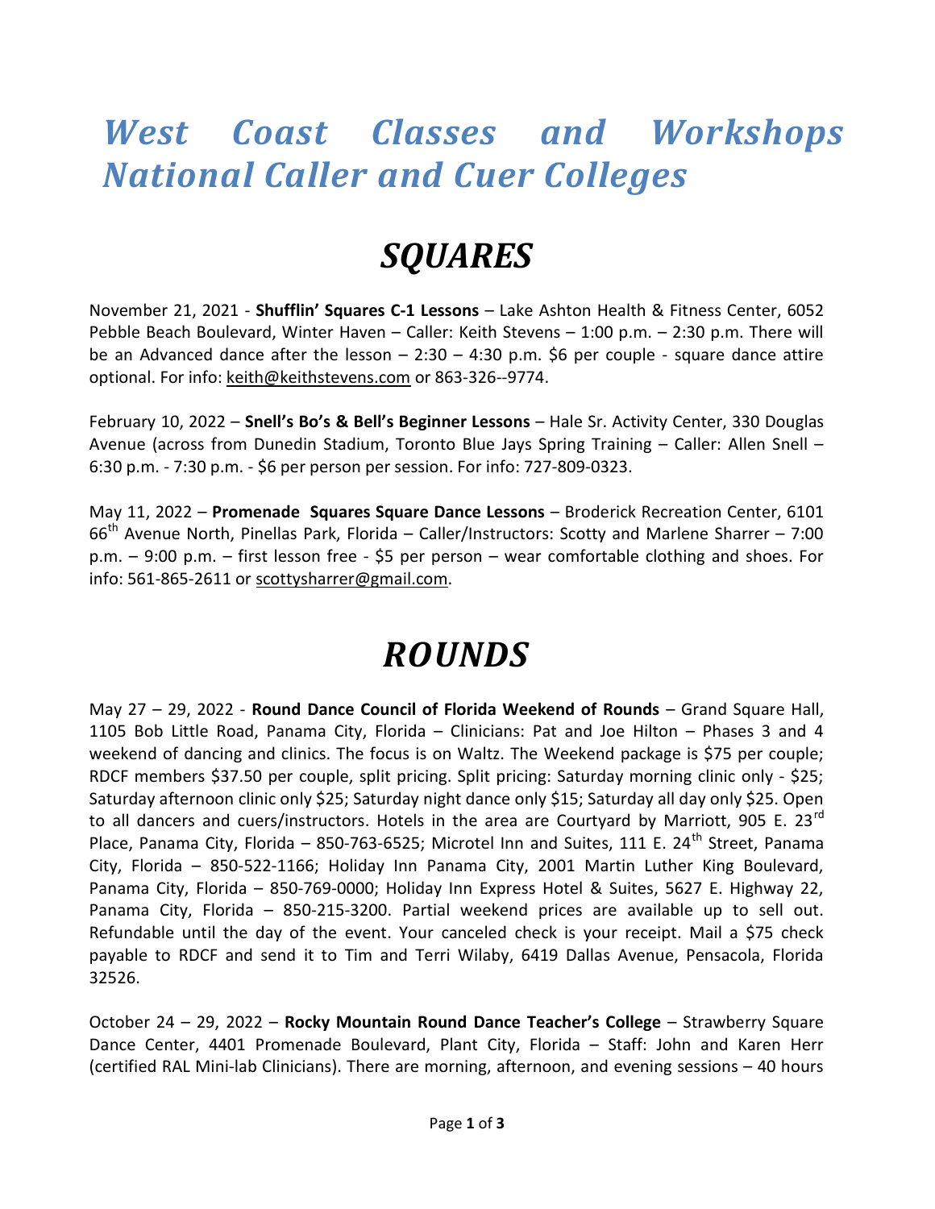// West Coast Classes and Workshops National Caller and Cuer Colleges

# *West Coast Classes and Workshops National Caller and Cuer Colleges*

## *SQUARES*

November 21, 2021 - **Shufflin' Squares C-1 Lessons** – Lake Ashton Health & Fitness Center, 6052 Pebble Beach Boulevard, Winter Haven – Caller: Keith Stevens – 1:00 p.m. – 2:30 p.m. There will be an Advanced dance after the lesson – 2:30 – 4:30 p.m. $6 per couple - square dance attire optional. For info: keith@keithstevens.com or 863-326--9774.

February 10, 2022 – **Snell's Bo's & Bell's Beginner Lessons** – Hale Sr. Activity Center, 330 Douglas Avenue (across from Dunedin Stadium, Toronto Blue Jays Spring Training – Caller: Allen Snell – 6:30 p.m. - 7:30 p.m. - $6 per person per session. For info: 727-809-0323.

May 11, 2022 – **Promenade Squares Square Dance Lessons** – Broderick Recreation Center, 6101 66th Avenue North, Pinellas Park, Florida – Caller/Instructors: Scotty and Marlene Sharrer – 7:00 p.m. – 9:00 p.m. – first lesson free - $5 per person – wear comfortable clothing and shoes. For info: 561-865-2611 or scottysharrer@gmail.com.

## *ROUNDS*

May 27 – 29, 2022 - **Round Dance Council of Florida Weekend of Rounds** – Grand Square Hall, 1105 Bob Little Road, Panama City, Florida – Clinicians: Pat and Joe Hilton – Phases 3 and 4 weekend of dancing and clinics. The focus is on Waltz. The Weekend package is $75 per couple; RDCF members $37.50 per couple, split pricing. Split pricing: Saturday morning clinic only - $25; Saturday afternoon clinic only $25; Saturday night dance only $15; Saturday all day only $25. Open to all dancers and cuers/instructors. Hotels in the area are Courtyard by Marriott, 905 E. 23rd Place, Panama City, Florida – 850-763-6525; Microtel Inn and Suites, 111 E. 24th Street, Panama City, Florida – 850-522-1166; Holiday Inn Panama City, 2001 Martin Luther King Boulevard, Panama City, Florida – 850-769-0000; Holiday Inn Express Hotel & Suites, 5627 E. Highway 22, Panama City, Florida – 850-215-3200. Partial weekend prices are available up to sell out. Refundable until the day of the event. Your canceled check is your receipt. Mail a $75 check payable to RDCF and send it to Tim and Terri Wilaby, 6419 Dallas Avenue, Pensacola, Florida 32526.

October 24 – 29, 2022 – **Rocky Mountain Round Dance Teacher's College** – Strawberry Square Dance Center, 4401 Promenade Boulevard, Plant City, Florida – Staff: John and Karen Herr (certified RAL Mini-lab Clinicians). There are morning, afternoon, and evening sessions – 40 hours

# *West Coast Classes and Workshops National Caller and Cuer Colleges*

## *SQUARES*

November 21, 2021 - **Shufflin' Squares C-1 Lessons** – Lake Ashton Health & Fitness Center, 6052 Pebble Beach Boulevard, Winter Haven – Caller: Keith Stevens – 1:00 p.m. – 2:30 p.m. There will be an Advanced dance after the lesson – 2:30 – 4:30 p.m. $6 per couple - square dance attire optional. For info: keith@keithstevens.com or 863-326--9774.

February 10, 2022 – **Snell's Bo's & Bell's Beginner Lessons** – Hale Sr. Activity Center, 330 Douglas Avenue (across from Dunedin Stadium, Toronto Blue Jays Spring Training – Caller: Allen Snell – 6:30 p.m. - 7:30 p.m. - $6 per person per session. For info: 727-809-0323.

May 11, 2022 – **Promenade Squares Square Dance Lessons** – Broderick Recreation Center, 6101 66th Avenue North, Pinellas Park, Florida – Caller/Instructors: Scotty and Marlene Sharrer – 7:00 p.m. – 9:00 p.m. – first lesson free - $5 per person – wear comfortable clothing and shoes. For info: 561-865-2611 or scottysharrer@gmail.com.

## *ROUNDS*

May 27 – 29, 2022 - **Round Dance Council of Florida Weekend of Rounds** – Grand Square Hall, 1105 Bob Little Road, Panama City, Florida – Clinicians: Pat and Joe Hilton – Phases 3 and 4 weekend of dancing and clinics. The focus is on Waltz. The Weekend package is $75 per couple; RDCF members $37.50 per couple, split pricing. Split pricing: Saturday morning clinic only - $25; Saturday afternoon clinic only $25; Saturday night dance only $15; Saturday all day only $25. Open to all dancers and cuers/instructors. Hotels in the area are Courtyard by Marriott, 905 E. 23rd Place, Panama City, Florida – 850-763-6525; Microtel Inn and Suites, 111 E. 24th Street, Panama City, Florida – 850-522-1166; Holiday Inn Panama City, 2001 Martin Luther King Boulevard, Panama City, Florida – 850-769-0000; Holiday Inn Express Hotel & Suites, 5627 E. Highway 22, Panama City, Florida – 850-215-3200. Partial weekend prices are available up to sell out. Refundable until the day of the event. Your canceled check is your receipt. Mail a $75 check payable to RDCF and send it to Tim and Terri Wilaby, 6419 Dallas Avenue, Pensacola, Florida 32526.

October 24 – 29, 2022 – **Rocky Mountain Round Dance Teacher's College** – Strawberry Square Dance Center, 4401 Promenade Boulevard, Plant City, Florida – Staff: John and Karen Herr (certified RAL Mini-lab Clinicians). There are morning, afternoon, and evening sessions – 40 hours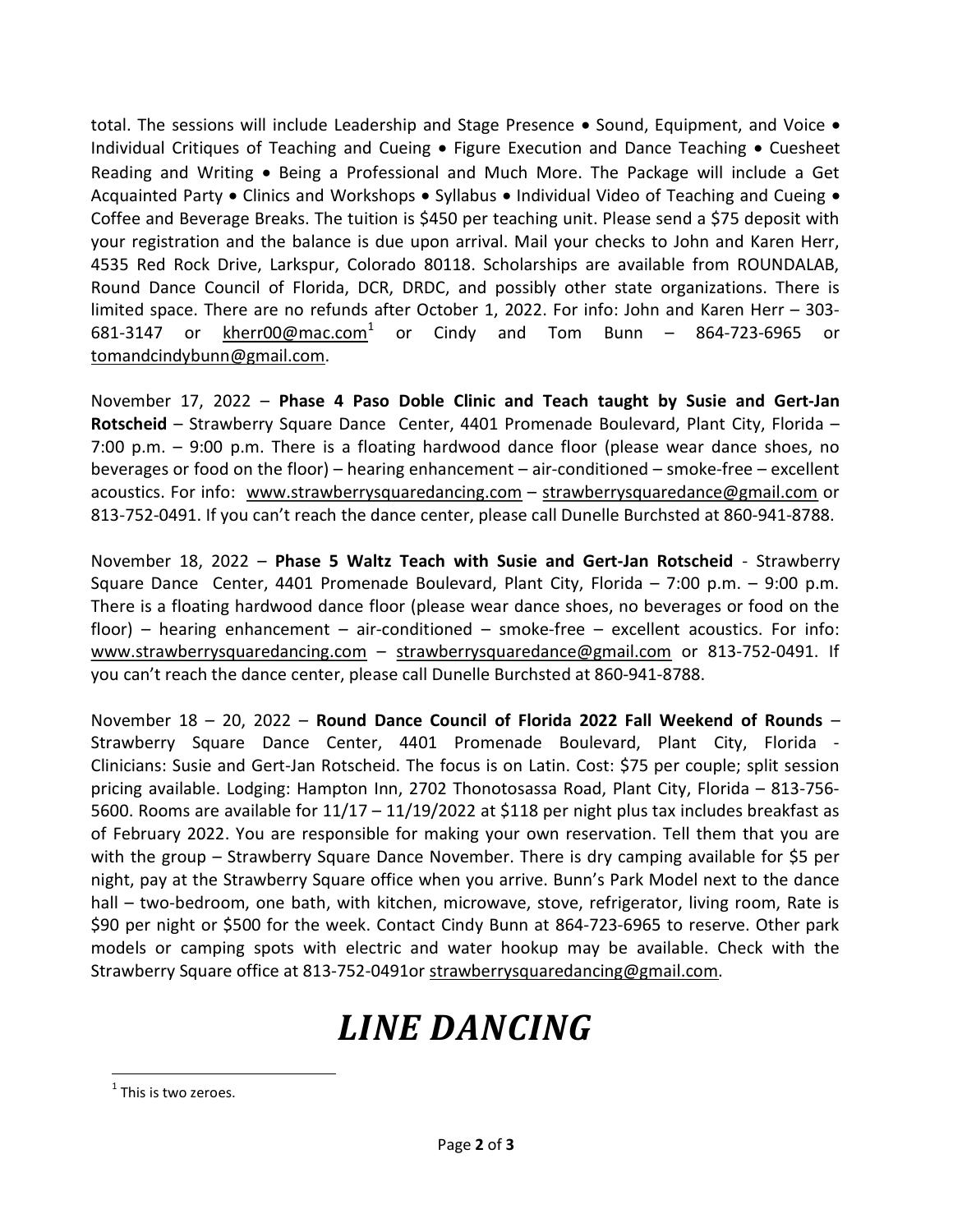total. The sessions will include Leadership and Stage Presence • Sound, Equipment, and Voice • Individual Critiques of Teaching and Cueing • Figure Execution and Dance Teaching • Cuesheet Reading and Writing • Being a Professional and Much More. The Package will include a Get Acquainted Party • Clinics and Workshops • Syllabus • Individual Video of Teaching and Cueing • Coffee and Beverage Breaks. The tuition is $450 per teaching unit. Please send a $75 deposit with your registration and the balance is due upon arrival. Mail your checks to John and Karen Herr, 4535 Red Rock Drive, Larkspur, Colorado 80118. Scholarships are available from ROUNDALAB, Round Dance Council of Florida, DCR, DRDC, and possibly other state organizations. There is limited space. There are no refunds after October 1, 2022. For info: John and Karen Herr – 303-681-3147 or kherr00@mac.com[1] or Cindy and Tom Bunn – 864-723-6965 or tomandcindybunn@gmail.com.

November 17, 2022 – **Phase 4 Paso Doble Clinic and Teach taught by Susie and Gert-Jan Rotscheid** – Strawberry Square Dance Center, 4401 Promenade Boulevard, Plant City, Florida – 7:00 p.m. – 9:00 p.m. There is a floating hardwood dance floor (please wear dance shoes, no beverages or food on the floor) – hearing enhancement – air-conditioned – smoke-free – excellent acoustics. For info: www.strawberrysquaredancing.com – strawberrysquaredance@gmail.com or 813-752-0491. If you can't reach the dance center, please call Dunelle Burchsted at 860-941-8788.

November 18, 2022 – **Phase 5 Waltz Teach with Susie and Gert-Jan Rotscheid** - Strawberry Square Dance Center, 4401 Promenade Boulevard, Plant City, Florida – 7:00 p.m. – 9:00 p.m. There is a floating hardwood dance floor (please wear dance shoes, no beverages or food on the floor) – hearing enhancement – air-conditioned – smoke-free – excellent acoustics. For info: www.strawberrysquaredancing.com – strawberrysquaredance@gmail.com or 813-752-0491. If you can't reach the dance center, please call Dunelle Burchsted at 860-941-8788.

November 18 – 20, 2022 – **Round Dance Council of Florida 2022 Fall Weekend of Rounds** – Strawberry Square Dance Center, 4401 Promenade Boulevard, Plant City, Florida - Clinicians: Susie and Gert-Jan Rotscheid. The focus is on Latin. Cost: $75 per couple; split session pricing available. Lodging: Hampton Inn, 2702 Thonotosassa Road, Plant City, Florida – 813-756-5600. Rooms are available for 11/17 – 11/19/2022 at $118 per night plus tax includes breakfast as of February 2022. You are responsible for making your own reservation. Tell them that you are with the group – Strawberry Square Dance November. There is dry camping available for $5 per night, pay at the Strawberry Square office when you arrive. Bunn's Park Model next to the dance hall – two-bedroom, one bath, with kitchen, microwave, stove, refrigerator, living room, Rate is $90 per night or $500 for the week. Contact Cindy Bunn at 864-723-6965 to reserve. Other park models or camping spots with electric and water hookup may be available. Check with the Strawberry Square office at 813-752-0491or strawberrysquaredancing@gmail.com.

# *LINE DANCING*

[1] This is two zeroes.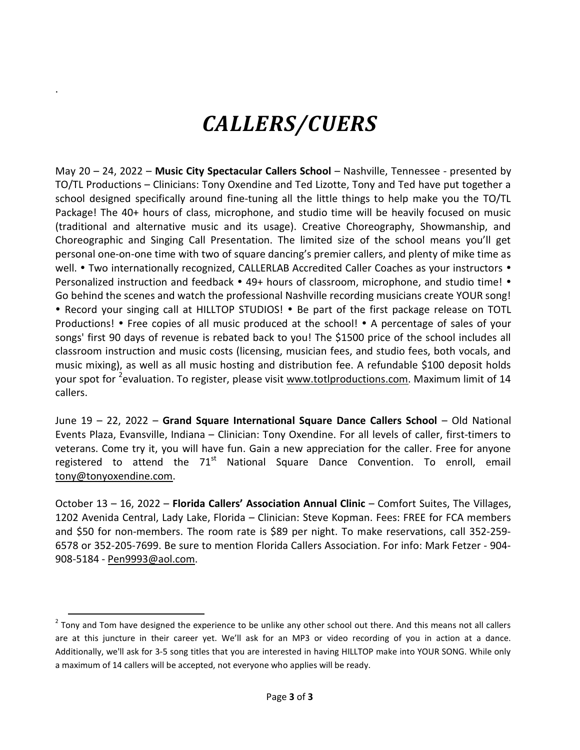.

# *CALLERS/CUERS*

May 20 – 24, 2022 – **Music City Spectacular Callers School** – Nashville, Tennessee - presented by TO/TL Productions – Clinicians: Tony Oxendine and Ted Lizotte, Tony and Ted have put together a school designed specifically around fine-tuning all the little things to help make you the TO/TL Package! The 40+ hours of class, microphone, and studio time will be heavily focused on music (traditional and alternative music and its usage). Creative Choreography, Showmanship, and Choreographic and Singing Call Presentation. The limited size of the school means you'll get personal one-on-one time with two of square dancing's premier callers, and plenty of mike time as well. • Two internationally recognized, CALLERLAB Accredited Caller Coaches as your instructors • Personalized instruction and feedback • 49+ hours of classroom, microphone, and studio time! • Go behind the scenes and watch the professional Nashville recording musicians create YOUR song! • Record your singing call at HILLTOP STUDIOS! • Be part of the first package release on TOTL Productions! • Free copies of all music produced at the school! • A percentage of sales of your songs' first 90 days of revenue is rebated back to you! The $1500 price of the school includes all classroom instruction and music costs (licensing, musician fees, and studio fees, both vocals, and music mixing), as well as all music hosting and distribution fee. A refundable $100 deposit holds your spot for [2]evaluation. To register, please visit www.totlproductions.com. Maximum limit of 14 callers.

June 19 – 22, 2022 – **Grand Square International Square Dance Callers School** – Old National Events Plaza, Evansville, Indiana – Clinician: Tony Oxendine. For all levels of caller, first-timers to veterans. Come try it, you will have fun. Gain a new appreciation for the caller. Free for anyone registered to attend the 71st National Square Dance Convention. To enroll, email tony@tonyoxendine.com.

October 13 – 16, 2022 – **Florida Callers' Association Annual Clinic** – Comfort Suites, The Villages, 1202 Avenida Central, Lady Lake, Florida – Clinician: Steve Kopman. Fees: FREE for FCA members and $50 for non-members. The room rate is $89 per night. To make reservations, call 352-259-6578 or 352-205-7699. Be sure to mention Florida Callers Association. For info: Mark Fetzer - 904-908-5184 - Pen9993@aol.com.

---

[2] Tony and Tom have designed the experience to be unlike any other school out there. And this means not all callers are at this juncture in their career yet. We'll ask for an MP3 or video recording of you in action at a dance. Additionally, we'll ask for 3-5 song titles that you are interested in having HILLTOP make into YOUR SONG. While only a maximum of 14 callers will be accepted, not everyone who applies will be ready.